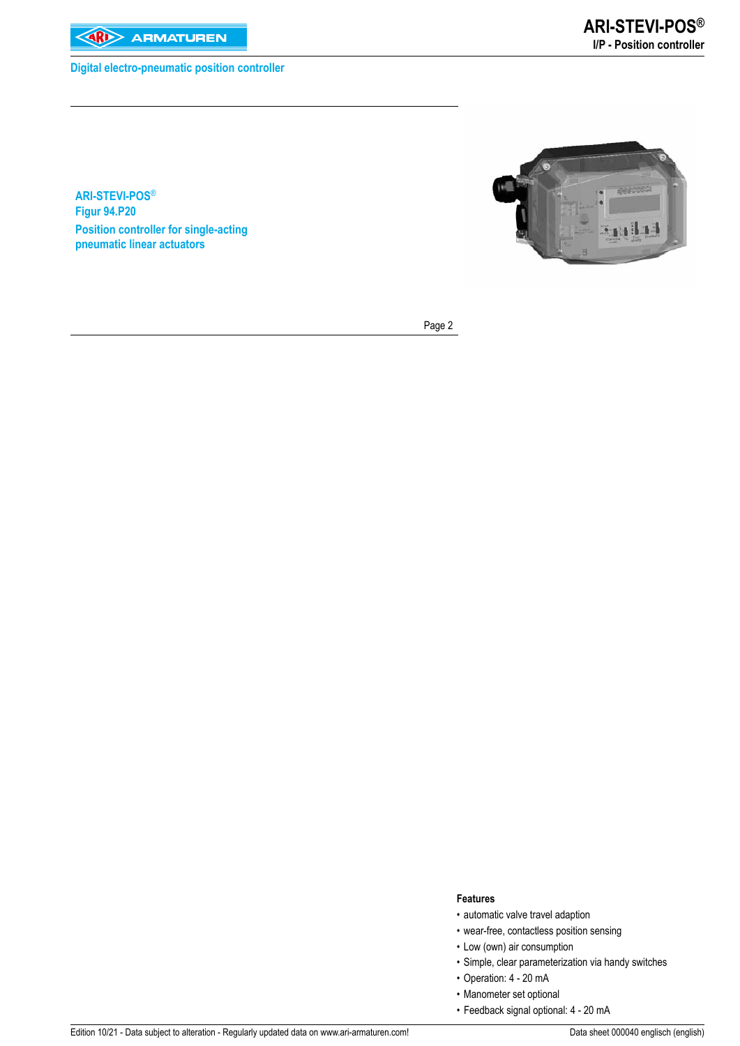Digital electro-pneumatic position controller

**ARI-STEVI-POS®**
**Figur 94.P20**
**Position controller for single-acting pneumatic linear actuators**

Page 2

**Features**

- automatic valve travel adaption
- wear-free, contactless position sensing
- Low (own) air consumption
- Simple, clear parameterization via handy switches
- Operation: 4 - 20 mA
- Manometer set optional
- Feedback signal optional: 4 - 20 mA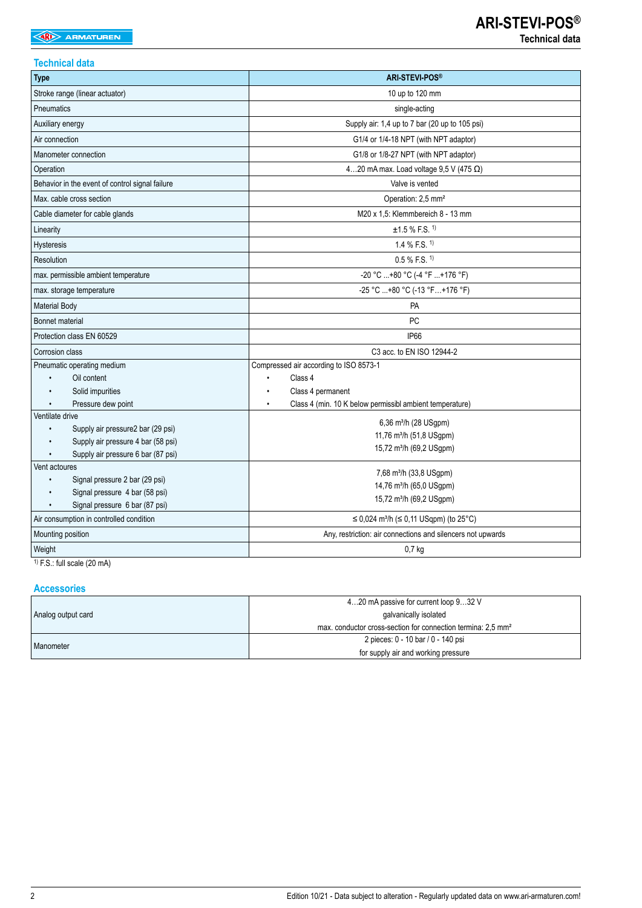## Technical data

| Type | ARI-STEVI-POS® |
|---|---|
| Stroke range (linear actuator) | 10 up to 120 mm |
| Pneumatics | single-acting |
| Auxiliary energy | Supply air: 1,4 up to 7 bar (20 up to 105 psi) |
| Air connection | G1/4 or 1/4-18 NPT (with NPT adaptor) |
| Manometer connection | G1/8 or 1/8-27 NPT (with NPT adaptor) |
| Operation | 4…20 mA max. Load voltage 9,5 V (475 Ω) |
| Behavior in the event of control signal failure | Valve is vented |
| Max. cable cross section | Operation: 2,5 mm² |
| Cable diameter for cable glands | M20 x 1,5: Klemmbereich 8 - 13 mm |
| Linearity | ±1.5 % F.S. [1)] |
| Hysteresis | 1.4 % F.S. [1)] |
| Resolution | 0.5 % F.S. [1)] |
| max. permissible ambient temperature | -20 °C ...+80 °C (-4 °F ...+176 °F) |
| max. storage temperature | -25 °C ...+80 °C (-13 °F…+176 °F) |
| Material Body | PA |
| Bonnet material | PC |
| Protection class EN 60529 | IP66 |
| Corrosion class | C3 acc. to EN ISO 12944-2 |
| Pneumatic operating medium<br>• Oil content<br>• Solid impurities<br>• Pressure dew point | Compressed air according to ISO 8573-1<br>• Class 4<br>• Class 4 permanent<br>• Class 4 (min. 10 K below permissibl ambient temperature) |
| Ventilate drive<br>• Supply air pressure2 bar (29 psi)<br>• Supply air pressure 4 bar (58 psi)<br>• Supply air pressure 6 bar (87 psi) | 6,36 m³/h (28 USgpm)<br>11,76 m³/h (51,8 USgpm)<br>15,72 m³/h (69,2 USgpm) |
| Vent actoures<br>• Signal pressure 2 bar (29 psi)<br>• Signal pressure 4 bar (58 psi)<br>• Signal pressure 6 bar (87 psi) | 7,68 m³/h (33,8 USgpm)<br>14,76 m³/h (65,0 USgpm)<br>15,72 m³/h (69,2 USgpm) |
| Air consumption in controlled condition | ≤ 0,024 m³/h (≤ 0,11 USqpm) (to 25°C) |
| Mounting position | Any, restriction: air connections and silencers not upwards |
| Weight | 0,7 kg |

[1)] F.S.: full scale (20 mA)

## Accessories

| | |
|---|---|
| Analog output card | 4…20 mA passive for current loop 9…32 V<br>galvanically isolated<br>max. conductor cross-section for connection termina: 2,5 mm² |
| Manometer | 2 pieces: 0 - 10 bar / 0 - 140 psi<br>for supply air and working pressure |

Edition 10/21 - Data subject to alteration - Regularly updated data on www.ari-armaturen.com!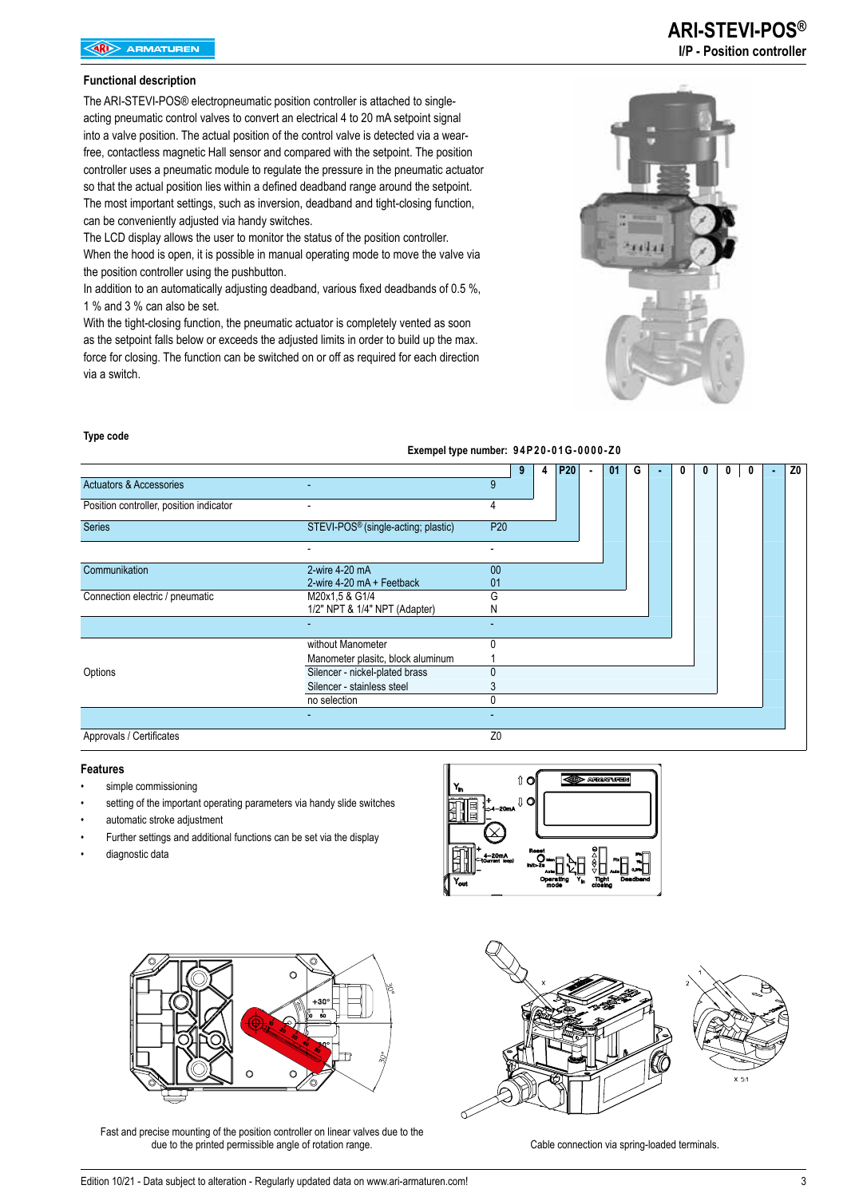## Functional description

The ARI-STEVI-POS® electropneumatic position controller is attached to single-acting pneumatic control valves to convert an electrical 4 to 20 mA setpoint signal into a valve position. The actual position of the control valve is detected via a wear-free, contactless magnetic Hall sensor and compared with the setpoint. The position controller uses a pneumatic module to regulate the pressure in the pneumatic actuator so that the actual position lies within a defined deadband range around the setpoint. The most important settings, such as inversion, deadband and tight-closing function, can be conveniently adjusted via handy switches.
The LCD display allows the user to monitor the status of the position controller. When the hood is open, it is possible in manual operating mode to move the valve via the position controller using the pushbutton.
In addition to an automatically adjusting deadband, various fixed deadbands of 0.5 %, 1 % and 3 % can also be set.
With the tight-closing function, the pneumatic actuator is completely vented as soon as the setpoint falls below or exceeds the adjusted limits in order to build up the max. force for closing. The function can be switched on or off as required for each direction via a switch.

## Type code

**Exempel type number: 94P20-01G-0000-Z0**

| | | | 9 | 4 | P20 | - | 01 | G | - | 0 | 0 | 0 | 0 | - | Z0 |
|---|---|---|---|---|---|---|---|---|---|---|---|---|---|---|---|
| Actuators & Accessories | - | 9 | | | | | | | | | | | | | |
| Position controller, position indicator | - | 4 | | | | | | | | | | | | | |
| Series | STEVI-POS® (single-acting; plastic) | P20 | | | | | | | | | | | | | |
| | - | - | | | | | | | | | | | | | |
| Communikation | 2-wire 4-20 mA | 00 | | | | | | | | | | | | | |
| | 2-wire 4-20 mA + Feetback | 01 | | | | | | | | | | | | | |
| Connection electric / pneumatic | M20x1,5 & G1/4 | G | | | | | | | | | | | | | |
| | 1/2" NPT & 1/4" NPT (Adapter) | N | | | | | | | | | | | | | |
| | - | - | | | | | | | | | | | | | |
| Options | without Manometer | 0 | | | | | | | | | | | | | |
| | Manometer plasitc, block aluminum | 1 | | | | | | | | | | | | | |
| | Silencer - nickel-plated brass | 0 | | | | | | | | | | | | | |
| | Silencer - stainless steel | 3 | | | | | | | | | | | | | |
| | no selection | 0 | | | | | | | | | | | | | |
| | - | - | | | | | | | | | | | | | |
| Approvals / Certificates | | Z0 | | | | | | | | | | | | | |

## Features

- simple commissioning
- setting of the important operating parameters via handy slide switches
- automatic stroke adjustment
- Further settings and additional functions can be set via the display
- diagnostic data

Fast and precise mounting of the position controller on linear valves due to the due to the printed permissible angle of rotation range.

Cable connection via spring-loaded terminals.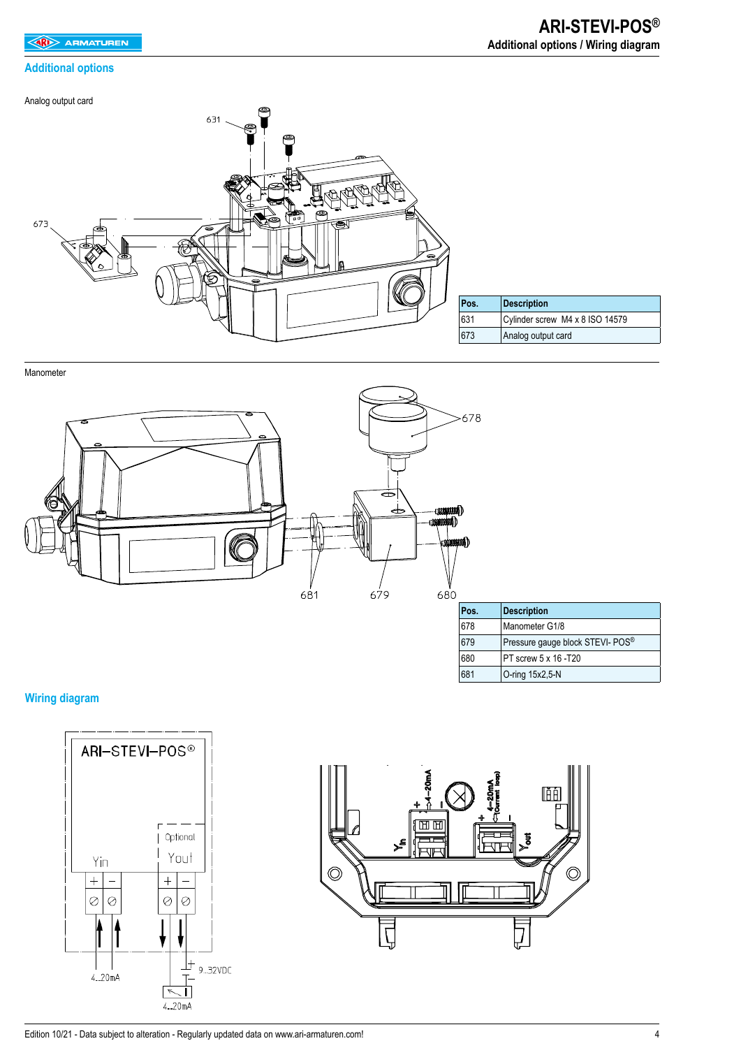## Additional options

Analog output card

| Pos. | Description |
|---|---|
| 631 | Cylinder screw  M4 x 8 ISO 14579 |
| 673 | Analog output card |

Manometer

| Pos. | Description |
|---|---|
| 678 | Manometer G1/8 |
| 679 | Pressure gauge block STEVI- POS® |
| 680 | PT screw 5 x 16 -T20 |
| 681 | O-ring 15x2,5-N |

## Wiring diagram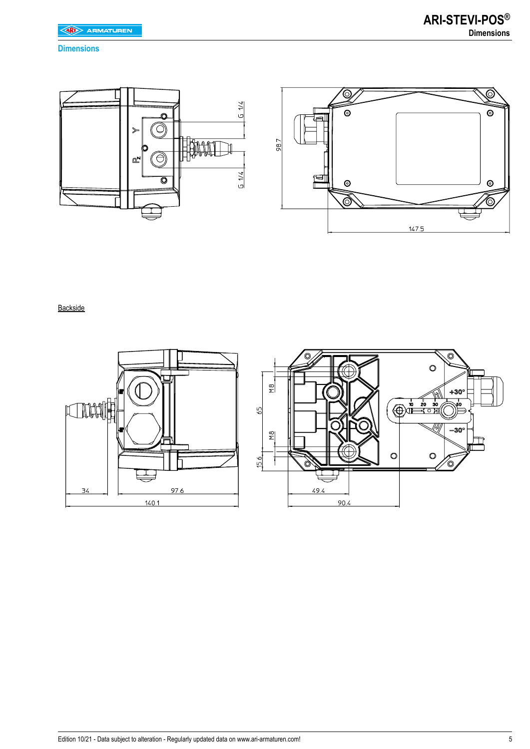## Dimensions

Backside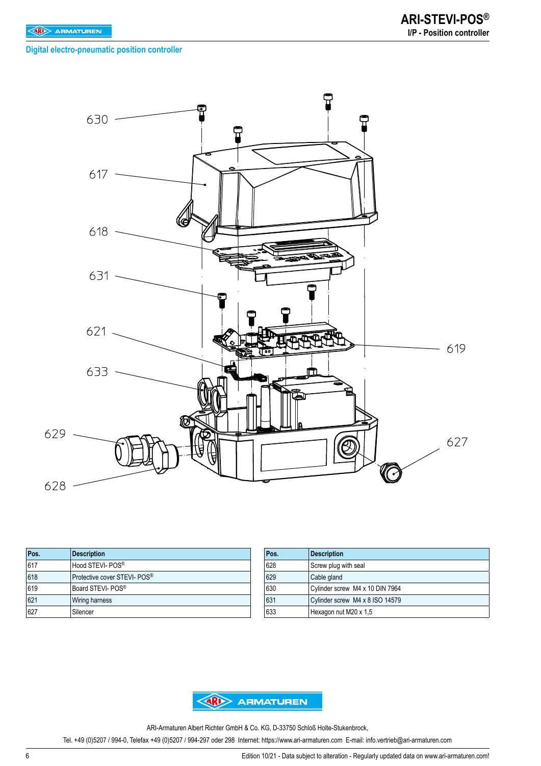Digital electro-pneumatic position controller

630

617

618

631

621

619

633

629

627

628

| Pos. | Description |
|---|---|
| 617 | Hood STEVI- POS® |
| 618 | Protective cover STEVI- POS® |
| 619 | Board STEVI- POS® |
| 621 | Wiring harness |
| 627 | Silencer |

| Pos. | Description |
|---|---|
| 628 | Screw plug with seal |
| 629 | Cable gland |
| 630 | Cylinder screw M4 x 10 DIN 7964 |
| 631 | Cylinder screw M4 x 8 ISO 14579 |
| 633 | Hexagon nut M20 x 1,5 |

ARI-Armaturen Albert Richter GmbH & Co. KG, D-33750 Schloß Holte-Stukenbrock,

Tel. +49 (0)5207 / 994-0, Telefax +49 (0)5207 / 994-297 oder 298 Internet: https://www.ari-armaturen.com E-mail: info.vertrieb@ari-armaturen.com

Edition 10/21 - Data subject to alteration - Regularly updated data on www.ari-armaturen.com!